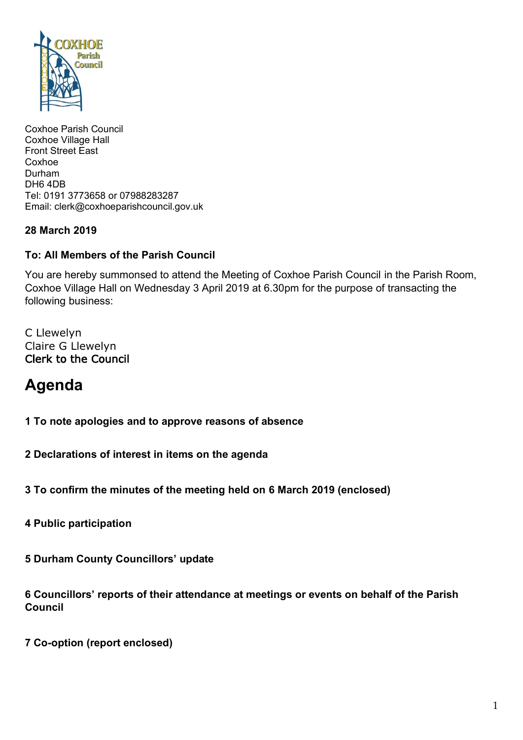Coxhoe Parish Council
Coxhoe Village Hall
Front Street East
Coxhoe
Durham
DH6 4DB
Tel: 0191 3773658 or 07988283287
Email: clerk@coxhoeparishcouncil.gov.uk

**28 March 2019**

**To: All Members of the Parish Council**

You are hereby summonsed to attend the Meeting of Coxhoe Parish Council in the Parish Room, Coxhoe Village Hall on Wednesday 3 April 2019 at 6.30pm for the purpose of transacting the following business:

C Llewelyn
Claire G Llewelyn
Clerk to the Council

# Agenda

**1 To note apologies and to approve reasons of absence**

**2 Declarations of interest in items on the agenda**

**3 To confirm the minutes of the meeting held on 6 March 2019 (enclosed)**

**4 Public participation**

**5 Durham County Councillors' update**

**6 Councillors' reports of their attendance at meetings or events on behalf of the Parish Council**

**7 Co-option (report enclosed)**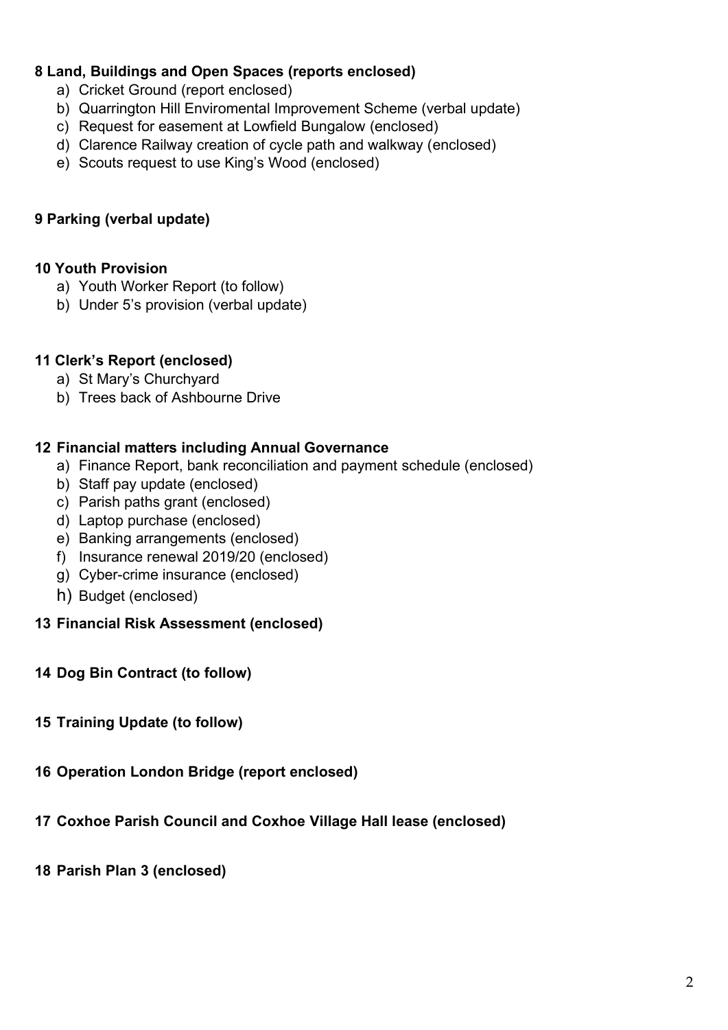**8 Land, Buildings and Open Spaces (reports enclosed)**

a) Cricket Ground (report enclosed)
b) Quarrington Hill Enviromental Improvement Scheme (verbal update)
c) Request for easement at Lowfield Bungalow (enclosed)
d) Clarence Railway creation of cycle path and walkway (enclosed)
e) Scouts request to use King's Wood (enclosed)

**9 Parking (verbal update)**

**10 Youth Provision**

a) Youth Worker Report (to follow)
b) Under 5's provision (verbal update)

**11 Clerk's Report (enclosed)**

a) St Mary's Churchyard
b) Trees back of Ashbourne Drive

**12 Financial matters including Annual Governance**

a) Finance Report, bank reconciliation and payment schedule (enclosed)
b) Staff pay update (enclosed)
c) Parish paths grant (enclosed)
d) Laptop purchase (enclosed)
e) Banking arrangements (enclosed)
f) Insurance renewal 2019/20 (enclosed)
g) Cyber-crime insurance (enclosed)
h) Budget (enclosed)

**13 Financial Risk Assessment (enclosed)**

**14 Dog Bin Contract (to follow)**

**15 Training Update (to follow)**

**16 Operation London Bridge (report enclosed)**

**17 Coxhoe Parish Council and Coxhoe Village Hall lease (enclosed)**

**18 Parish Plan 3 (enclosed)**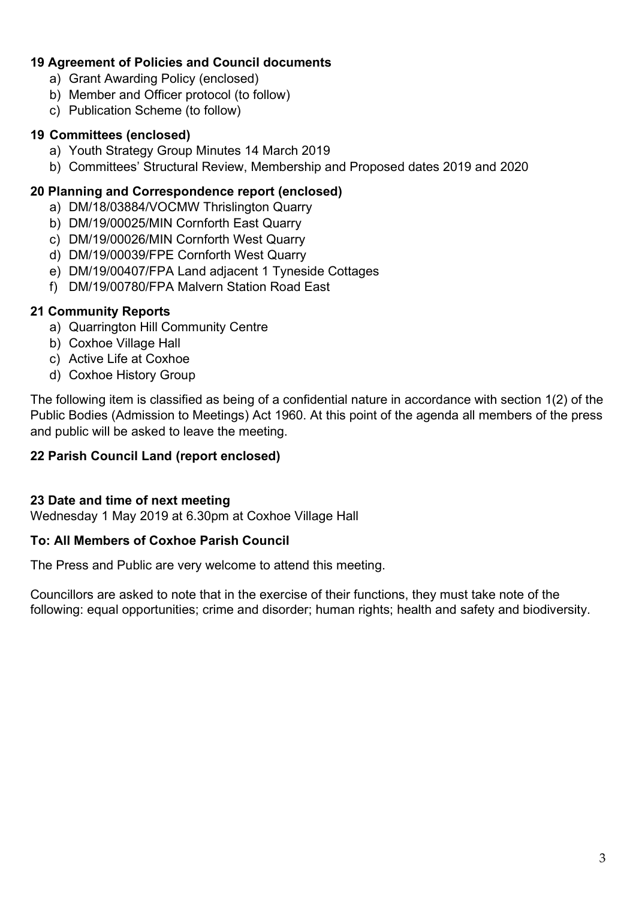**19 Agreement of Policies and Council documents**

a) Grant Awarding Policy (enclosed)
b) Member and Officer protocol (to follow)
c) Publication Scheme (to follow)

**19 Committees (enclosed)**

a) Youth Strategy Group Minutes 14 March 2019
b) Committees' Structural Review, Membership and Proposed dates 2019 and 2020

**20 Planning and Correspondence report (enclosed)**

a) DM/18/03884/VOCMW Thrislington Quarry
b) DM/19/00025/MIN Cornforth East Quarry
c) DM/19/00026/MIN Cornforth West Quarry
d) DM/19/00039/FPE Cornforth West Quarry
e) DM/19/00407/FPA Land adjacent 1 Tyneside Cottages
f) DM/19/00780/FPA Malvern Station Road East

**21 Community Reports**

a) Quarrington Hill Community Centre
b) Coxhoe Village Hall
c) Active Life at Coxhoe
d) Coxhoe History Group

The following item is classified as being of a confidential nature in accordance with section 1(2) of the Public Bodies (Admission to Meetings) Act 1960. At this point of the agenda all members of the press and public will be asked to leave the meeting.

**22 Parish Council Land (report enclosed)**

**23 Date and time of next meeting**

Wednesday 1 May 2019 at 6.30pm at Coxhoe Village Hall

**To: All Members of Coxhoe Parish Council**

The Press and Public are very welcome to attend this meeting.

Councillors are asked to note that in the exercise of their functions, they must take note of the following: equal opportunities; crime and disorder; human rights; health and safety and biodiversity.